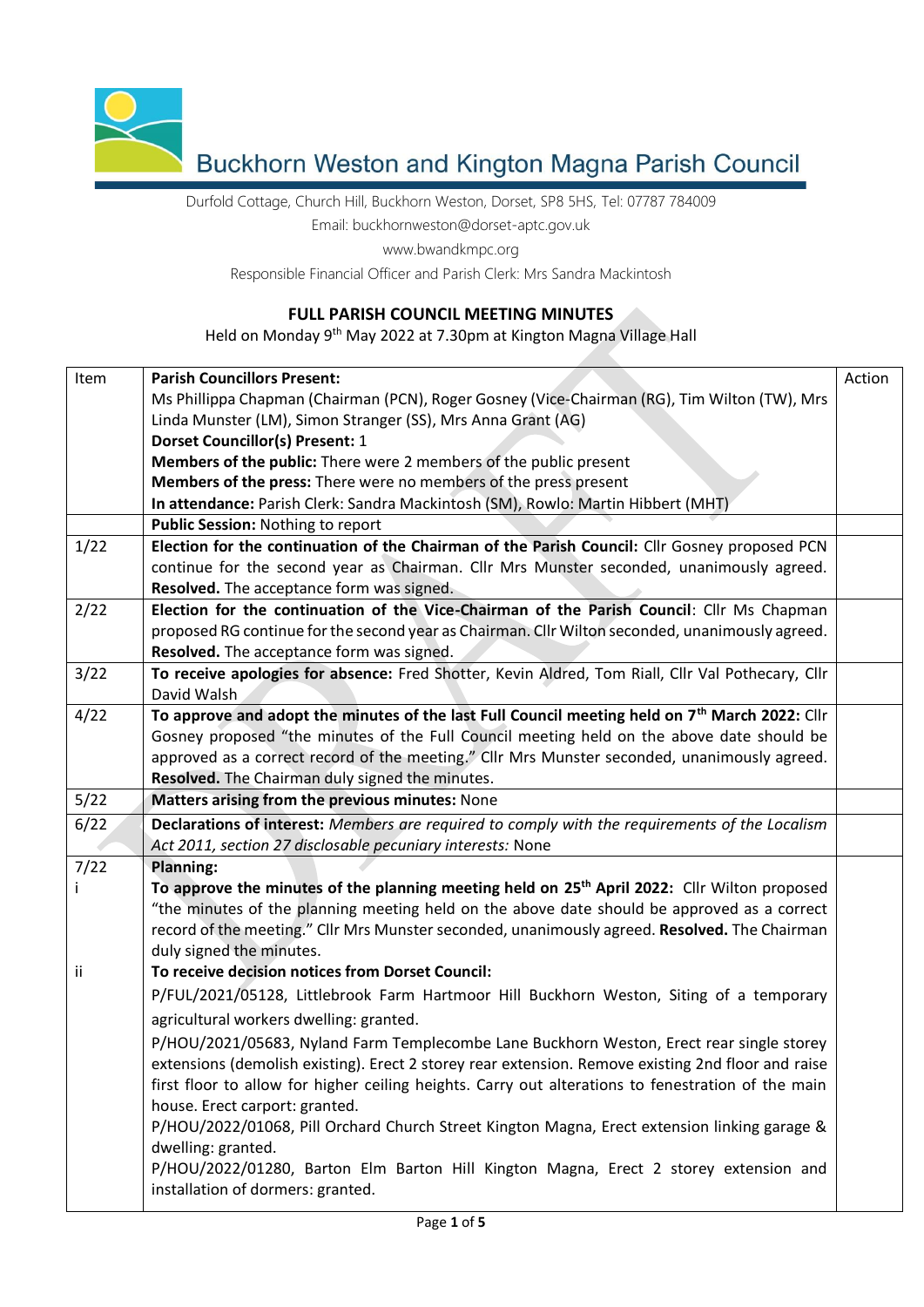# Buckhorn Weston and Kington Magna Parish Council

Durfold Cottage, Church Hill, Buckhorn Weston, Dorset, SP8 5HS, Tel: 07787 784009

Email: buckhornweston@dorset-aptc.gov.uk

www.bwandkmpc.org

Responsible Financial Officer and Parish Clerk: Mrs Sandra Mackintosh

## FULL PARISH COUNCIL MEETING MINUTES

Held on Monday 9th May 2022 at 7.30pm at Kington Magna Village Hall

| Item | | Action |
|---|---|---|
| | **Parish Councillors Present:** Ms Phillippa Chapman (Chairman (PCN), Roger Gosney (Vice-Chairman (RG), Tim Wilton (TW), Mrs Linda Munster (LM), Simon Stranger (SS), Mrs Anna Grant (AG)<br>**Dorset Councillor(s) Present:** 1<br>**Members of the public:** There were 2 members of the public present<br>**Members of the press:** There were no members of the press present<br>**In attendance:** Parish Clerk: Sandra Mackintosh (SM), Rowlo: Martin Hibbert (MHT) | |
| | **Public Session:** Nothing to report | |
| 1/22 | **Election for the continuation of the Chairman of the Parish Council:** Cllr Gosney proposed PCN continue for the second year as Chairman. Cllr Mrs Munster seconded, unanimously agreed. **Resolved.** The acceptance form was signed. | |
| 2/22 | **Election for the continuation of the Vice-Chairman of the Parish Council**: Cllr Ms Chapman proposed RG continue for the second year as Chairman. Cllr Wilton seconded, unanimously agreed. **Resolved.** The acceptance form was signed. | |
| 3/22 | **To receive apologies for absence:** Fred Shotter, Kevin Aldred, Tom Riall, Cllr Val Pothecary, Cllr David Walsh | |
| 4/22 | **To approve and adopt the minutes of the last Full Council meeting held on 7th March 2022:** Cllr Gosney proposed "the minutes of the Full Council meeting held on the above date should be approved as a correct record of the meeting." Cllr Mrs Munster seconded, unanimously agreed. **Resolved.** The Chairman duly signed the minutes. | |
| 5/22 | **Matters arising from the previous minutes:** None | |
| 6/22 | **Declarations of interest:** *Members are required to comply with the requirements of the Localism Act 2011, section 27 disclosable pecuniary interests:* None | |
| 7/22<br>i<br><br><br><br>ii | **Planning:**<br>**To approve the minutes of the planning meeting held on 25th April 2022:** Cllr Wilton proposed "the minutes of the planning meeting held on the above date should be approved as a correct record of the meeting." Cllr Mrs Munster seconded, unanimously agreed. **Resolved.** The Chairman duly signed the minutes.<br>**To receive decision notices from Dorset Council:**<br>P/FUL/2021/05128, Littlebrook Farm Hartmoor Hill Buckhorn Weston, Siting of a temporary agricultural workers dwelling: granted.<br>P/HOU/2021/05683, Nyland Farm Templecombe Lane Buckhorn Weston, Erect rear single storey extensions (demolish existing). Erect 2 storey rear extension. Remove existing 2nd floor and raise first floor to allow for higher ceiling heights. Carry out alterations to fenestration of the main house. Erect carport: granted.<br>P/HOU/2022/01068, Pill Orchard Church Street Kington Magna, Erect extension linking garage & dwelling: granted.<br>P/HOU/2022/01280, Barton Elm Barton Hill Kington Magna, Erect 2 storey extension and installation of dormers: granted. | |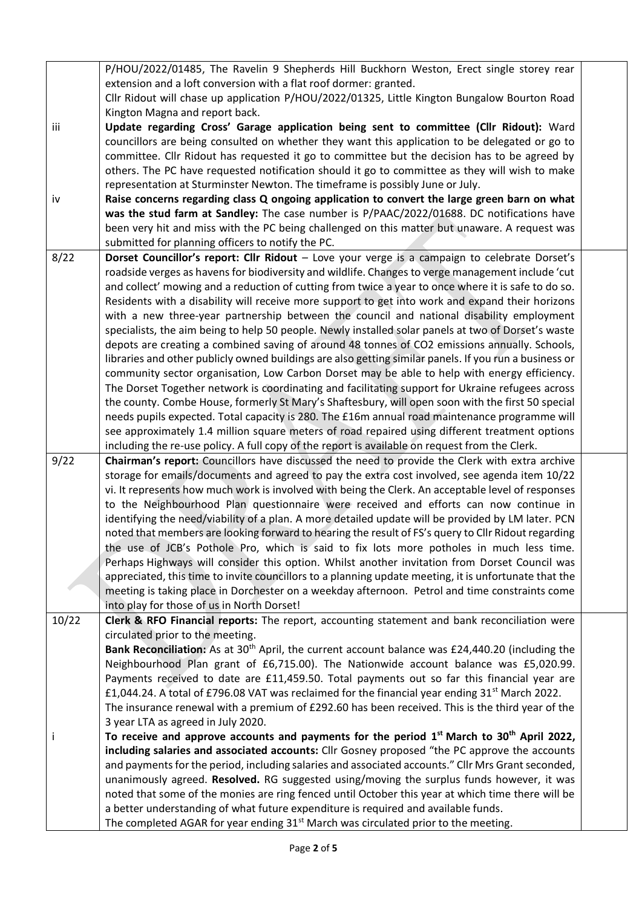| | | |
|---|---|---|
| | P/HOU/2022/01485, The Ravelin 9 Shepherds Hill Buckhorn Weston, Erect single storey rear extension and a loft conversion with a flat roof dormer: granted.<br>Cllr Ridout will chase up application P/HOU/2022/01325, Little Kington Bungalow Bourton Road Kington Magna and report back. | |
| iii | **Update regarding Cross' Garage application being sent to committee (Cllr Ridout):** Ward councillors are being consulted on whether they want this application to be delegated or go to committee. Cllr Ridout has requested it go to committee but the decision has to be agreed by others. The PC have requested notification should it go to committee as they will wish to make representation at Sturminster Newton. The timeframe is possibly June or July. | |
| iv | **Raise concerns regarding class Q ongoing application to convert the large green barn on what was the stud farm at Sandley:** The case number is P/PAAC/2022/01688. DC notifications have been very hit and miss with the PC being challenged on this matter but unaware. A request was submitted for planning officers to notify the PC. | |
| 8/22 | **Dorset Councillor's report: Cllr Ridout** – Love your verge is a campaign to celebrate Dorset's roadside verges as havens for biodiversity and wildlife. Changes to verge management include 'cut and collect' mowing and a reduction of cutting from twice a year to once where it is safe to do so. Residents with a disability will receive more support to get into work and expand their horizons with a new three-year partnership between the council and national disability employment specialists, the aim being to help 50 people. Newly installed solar panels at two of Dorset's waste depots are creating a combined saving of around 48 tonnes of $CO_2$ emissions annually. Schools, libraries and other publicly owned buildings are also getting similar panels. If you run a business or community sector organisation, Low Carbon Dorset may be able to help with energy efficiency. The Dorset Together network is coordinating and facilitating support for Ukraine refugees across the county. Combe House, formerly St Mary's Shaftesbury, will open soon with the first 50 special needs pupils expected. Total capacity is 280. The £16m annual road maintenance programme will see approximately 1.4 million square meters of road repaired using different treatment options including the re-use policy. A full copy of the report is available on request from the Clerk. | |
| 9/22 | **Chairman's report:** Councillors have discussed the need to provide the Clerk with extra archive storage for emails/documents and agreed to pay the extra cost involved, see agenda item 10/22 vi. It represents how much work is involved with being the Clerk. An acceptable level of responses to the Neighbourhood Plan questionnaire were received and efforts can now continue in identifying the need/viability of a plan. A more detailed update will be provided by LM later. PCN noted that members are looking forward to hearing the result of FS's query to Cllr Ridout regarding the use of JCB's Pothole Pro, which is said to fix lots more potholes in much less time. Perhaps Highways will consider this option. Whilst another invitation from Dorset Council was appreciated, this time to invite councillors to a planning update meeting, it is unfortunate that the meeting is taking place in Dorchester on a weekday afternoon. Petrol and time constraints come into play for those of us in North Dorset! | |
| 10/22 | **Clerk & RFO Financial reports:** The report, accounting statement and bank reconciliation were circulated prior to the meeting.<br>**Bank Reconciliation:** As at 30th April, the current account balance was £24,440.20 (including the Neighbourhood Plan grant of £6,715.00). The Nationwide account balance was £5,020.99. Payments received to date are £11,459.50. Total payments out so far this financial year are £1,044.24. A total of £796.08 VAT was reclaimed for the financial year ending 31st March 2022.<br>The insurance renewal with a premium of £292.60 has been received. This is the third year of the 3 year LTA as agreed in July 2020. | |
| i | **To receive and approve accounts and payments for the period 1st March to 30th April 2022, including salaries and associated accounts:** Cllr Gosney proposed "the PC approve the accounts and payments for the period, including salaries and associated accounts." Cllr Mrs Grant seconded, unanimously agreed. **Resolved.** RG suggested using/moving the surplus funds however, it was noted that some of the monies are ring fenced until October this year at which time there will be a better understanding of what future expenditure is required and available funds.<br>The completed AGAR for year ending 31st March was circulated prior to the meeting. | |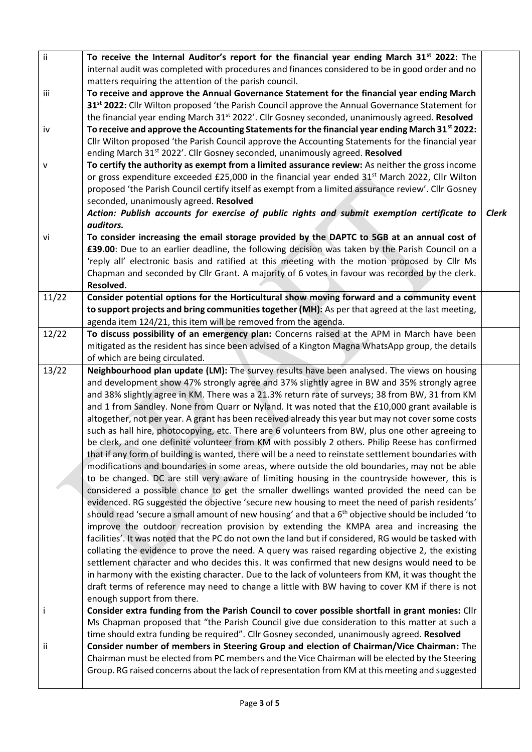| | | |
|---|---|---|
| ii | **To receive the Internal Auditor's report for the financial year ending March 31st 2022:** The internal audit was completed with procedures and finances considered to be in good order and no matters requiring the attention of the parish council. | |
| iii | **To receive and approve the Annual Governance Statement for the financial year ending March 31st 2022:** Cllr Wilton proposed 'the Parish Council approve the Annual Governance Statement for the financial year ending March 31st 2022'. Cllr Gosney seconded, unanimously agreed. **Resolved** | |
| iv | **To receive and approve the Accounting Statements for the financial year ending March 31st 2022:** Cllr Wilton proposed 'the Parish Council approve the Accounting Statements for the financial year ending March 31st 2022'. Cllr Gosney seconded, unanimously agreed. **Resolved** | |
| v | **To certify the authority as exempt from a limited assurance review:** As neither the gross income or gross expenditure exceeded £25,000 in the financial year ended 31st March 2022, Cllr Wilton proposed 'the Parish Council certify itself as exempt from a limited assurance review'. Cllr Gosney seconded, unanimously agreed. **Resolved** ***Action: Publish accounts for exercise of public rights and submit exemption certificate to auditors.*** | ***Clerk*** |
| vi | **To consider increasing the email storage provided by the DAPTC to 5GB at an annual cost of £39.00**: Due to an earlier deadline, the following decision was taken by the Parish Council on a 'reply all' electronic basis and ratified at this meeting with the motion proposed by Cllr Ms Chapman and seconded by Cllr Grant. A majority of 6 votes in favour was recorded by the clerk. **Resolved.** | |
| 11/22 | **Consider potential options for the Horticultural show moving forward and a community event to support projects and bring communities together (MH):** As per that agreed at the last meeting, agenda item 124/21, this item will be removed from the agenda. | |
| 12/22 | **To discuss possibility of an emergency plan:** Concerns raised at the APM in March have been mitigated as the resident has since been advised of a Kington Magna WhatsApp group, the details of which are being circulated. | |
| 13/22 | **Neighbourhood plan update (LM):** The survey results have been analysed. The views on housing and development show 47% strongly agree and 37% slightly agree in BW and 35% strongly agree and 38% slightly agree in KM. There was a 21.3% return rate of surveys; 38 from BW, 31 from KM and 1 from Sandley. None from Quarr or Nyland. It was noted that the £10,000 grant available is altogether, not per year. A grant has been received already this year but may not cover some costs such as hall hire, photocopying, etc. There are 6 volunteers from BW, plus one other agreeing to be clerk, and one definite volunteer from KM with possibly 2 others. Philip Reese has confirmed that if any form of building is wanted, there will be a need to reinstate settlement boundaries with modifications and boundaries in some areas, where outside the old boundaries, may not be able to be changed. DC are still very aware of limiting housing in the countryside however, this is considered a possible chance to get the smaller dwellings wanted provided the need can be evidenced. RG suggested the objective 'secure new housing to meet the need of parish residents' should read 'secure a small amount of new housing' and that a 6th objective should be included 'to improve the outdoor recreation provision by extending the KMPA area and increasing the facilities'. It was noted that the PC do not own the land but if considered, RG would be tasked with collating the evidence to prove the need. A query was raised regarding objective 2, the existing settlement character and who decides this. It was confirmed that new designs would need to be in harmony with the existing character. Due to the lack of volunteers from KM, it was thought the draft terms of reference may need to change a little with BW having to cover KM if there is not enough support from there. | |
| i | **Consider extra funding from the Parish Council to cover possible shortfall in grant monies:** Cllr Ms Chapman proposed that "the Parish Council give due consideration to this matter at such a time should extra funding be required". Cllr Gosney seconded, unanimously agreed. **Resolved** | |
| ii | **Consider number of members in Steering Group and election of Chairman/Vice Chairman:** The Chairman must be elected from PC members and the Vice Chairman will be elected by the Steering Group. RG raised concerns about the lack of representation from KM at this meeting and suggested | |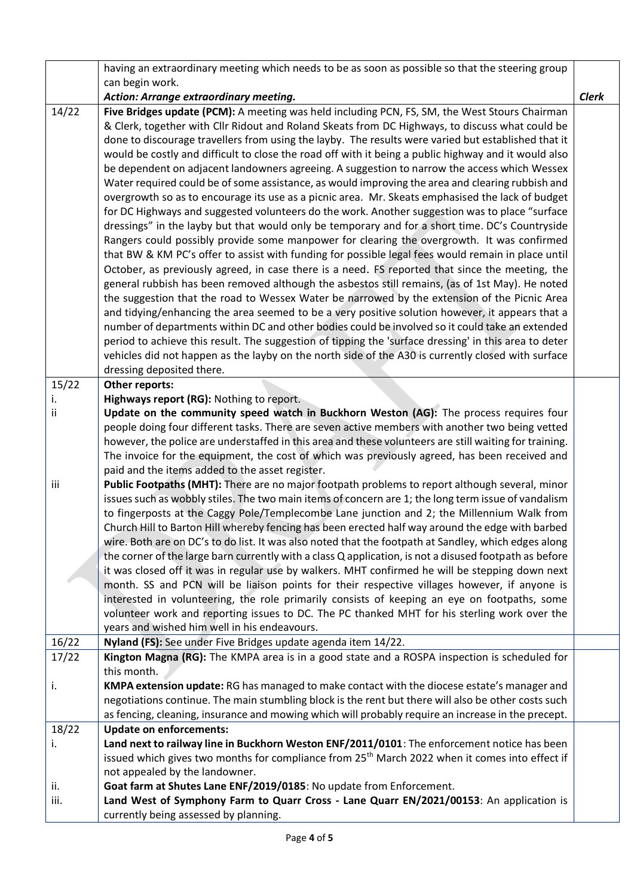| | | |
|---|---|---|
| | having an extraordinary meeting which needs to be as soon as possible so that the steering group can begin work.<br>***Action: Arrange extraordinary meeting.*** | ***Clerk*** |
| 14/22 | **Five Bridges update (PCM):** A meeting was held including PCN, FS, SM, the West Stours Chairman & Clerk, together with Cllr Ridout and Roland Skeats from DC Highways, to discuss what could be done to discourage travellers from using the layby. The results were varied but established that it would be costly and difficult to close the road off with it being a public highway and it would also be dependent on adjacent landowners agreeing. A suggestion to narrow the access which Wessex Water required could be of some assistance, as would improving the area and clearing rubbish and overgrowth so as to encourage its use as a picnic area. Mr. Skeats emphasised the lack of budget for DC Highways and suggested volunteers do the work. Another suggestion was to place "surface dressings" in the layby but that would only be temporary and for a short time. DC's Countryside Rangers could possibly provide some manpower for clearing the overgrowth. It was confirmed that BW & KM PC's offer to assist with funding for possible legal fees would remain in place until October, as previously agreed, in case there is a need. FS reported that since the meeting, the general rubbish has been removed although the asbestos still remains, (as of 1st May). He noted the suggestion that the road to Wessex Water be narrowed by the extension of the Picnic Area and tidying/enhancing the area seemed to be a very positive solution however, it appears that a number of departments within DC and other bodies could be involved so it could take an extended period to achieve this result. The suggestion of tipping the 'surface dressing' in this area to deter vehicles did not happen as the layby on the north side of the A30 is currently closed with surface dressing deposited there. | |
| 15/22<br>i.<br>ii<br><br><br><br><br>iii | **Other reports:**<br>**Highways report (RG):** Nothing to report.<br>**Update on the community speed watch in Buckhorn Weston (AG):** The process requires four people doing four different tasks. There are seven active members with another two being vetted however, the police are understaffed in this area and these volunteers are still waiting for training. The invoice for the equipment, the cost of which was previously agreed, has been received and paid and the items added to the asset register.<br>**Public Footpaths (MHT):** There are no major footpath problems to report although several, minor issues such as wobbly stiles. The two main items of concern are 1; the long term issue of vandalism to fingerposts at the Caggy Pole/Templecombe Lane junction and 2; the Millennium Walk from Church Hill to Barton Hill whereby fencing has been erected half way around the edge with barbed wire. Both are on DC's to do list. It was also noted that the footpath at Sandley, which edges along the corner of the large barn currently with a class Q application, is not a disused footpath as before it was closed off it was in regular use by walkers. MHT confirmed he will be stepping down next month. SS and PCN will be liaison points for their respective villages however, if anyone is interested in volunteering, the role primarily consists of keeping an eye on footpaths, some volunteer work and reporting issues to DC. The PC thanked MHT for his sterling work over the years and wished him well in his endeavours. | |
| 16/22 | **Nyland (FS):** See under Five Bridges update agenda item 14/22. | |
| 17/22<br><br>i. | **Kington Magna (RG):** The KMPA area is in a good state and a ROSPA inspection is scheduled for this month.<br>**KMPA extension update:** RG has managed to make contact with the diocese estate's manager and negotiations continue. The main stumbling block is the rent but there will also be other costs such as fencing, cleaning, insurance and mowing which will probably require an increase in the precept. | |
| 18/22<br>i.<br><br><br>ii.<br>iii. | **Update on enforcements:**<br>**Land next to railway line in Buckhorn Weston ENF/2011/0101**: The enforcement notice has been issued which gives two months for compliance from 25th March 2022 when it comes into effect if not appealed by the landowner.<br>**Goat farm at Shutes Lane ENF/2019/0185**: No update from Enforcement.<br>**Land West of Symphony Farm to Quarr Cross - Lane Quarr EN/2021/00153**: An application is currently being assessed by planning. | |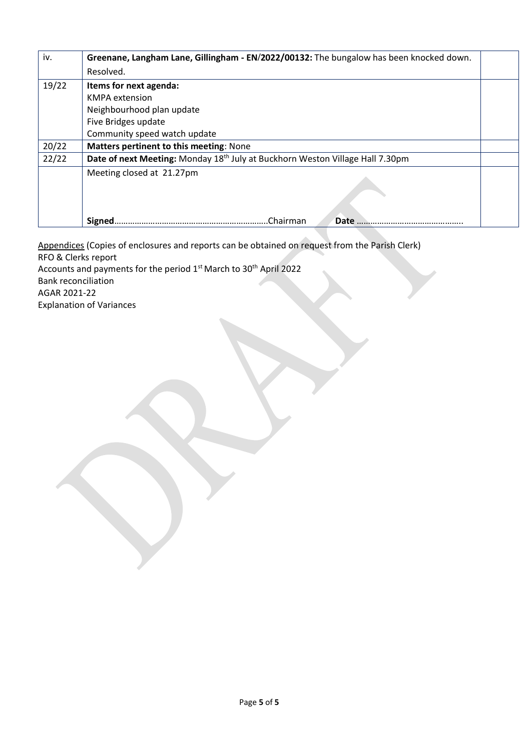| | | |
|---|---|---|
| iv. | **Greenane, Langham Lane, Gillingham - EN/2022/00132:** The bungalow has been knocked down.<br>Resolved. | |
| 19/22 | **Items for next agenda:**<br>KMPA extension<br>Neighbourhood plan update<br>Five Bridges update<br>Community speed watch update | |
| 20/22 | **Matters pertinent to this meeting**: None | |
| 22/22 | **Date of next Meeting:** Monday 18th July at Buckhorn Weston Village Hall 7.30pm | |
| | Meeting closed at 21.27pm<br><br>**Signed**…………………………………………………………Chairman **Date** ……………………………………….. | |

Appendices (Copies of enclosures and reports can be obtained on request from the Parish Clerk)
RFO & Clerks report
Accounts and payments for the period 1st March to 30th April 2022
Bank reconciliation
AGAR 2021-22
Explanation of Variances